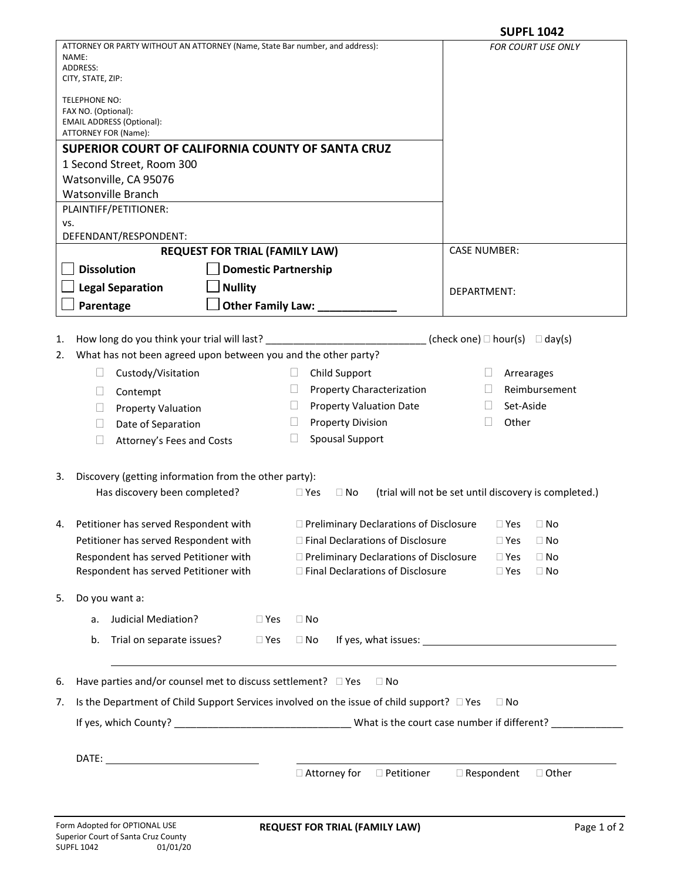**SUPFL 1042**

| ATTORNEY OR PARTY WITHOUT AN ATTORNEY (Name, State Bar number, and address):<br>NAME:<br>ADDRESS:<br>CITY, STATE, ZIP:<br><br>TELEPHONE NO:<br>FAX NO. (Optional):<br>EMAIL ADDRESS (Optional):<br>ATTORNEY FOR (Name): | *FOR COURT USE ONLY* |
|---|---|
| **SUPERIOR COURT OF CALIFORNIA COUNTY OF SANTA CRUZ**<br>1 Second Street, Room 300<br>Watsonville, CA 95076<br>Watsonville Branch | |
| PLAINTIFF/PETITIONER:<br>vs.<br>DEFENDANT/RESPONDENT: | |
| **REQUEST FOR TRIAL (FAMILY LAW)**<br>☐ **Dissolution** ☐ **Domestic Partnership**<br>☐ **Legal Separation** ☐ **Nullity**<br>☐ **Parentage** ☐ **Other Family Law: _____________** | CASE NUMBER:<br><br>DEPARTMENT: |

1. How long do you think your trial will last? ____________________________ (check one) ☐ hour(s) ☐ day(s)
2. What has not been agreed upon between you and the other party?

   | | | |
   |---|---|---|
   | ☐ Custody/Visitation | ☐ Child Support | ☐ Arrearages |
   | ☐ Contempt | ☐ Property Characterization | ☐ Reimbursement |
   | ☐ Property Valuation | ☐ Property Valuation Date | ☐ Set-Aside |
   | ☐ Date of Separation | ☐ Property Division | ☐ Other |
   | ☐ Attorney's Fees and Costs | ☐ Spousal Support | |

3. Discovery (getting information from the other party):
   Has discovery been completed? ☐ Yes ☐ No (trial will not be set until discovery is completed.)

4. Petitioner has served Respondent with ☐ Preliminary Declarations of Disclosure ☐ Yes ☐ No
   Petitioner has served Respondent with ☐ Final Declarations of Disclosure ☐ Yes ☐ No
   Respondent has served Petitioner with ☐ Preliminary Declarations of Disclosure ☐ Yes ☐ No
   Respondent has served Petitioner with ☐ Final Declarations of Disclosure ☐ Yes ☐ No

5. Do you want a:
   a. Judicial Mediation? ☐ Yes ☐ No
   b. Trial on separate issues? ☐ Yes ☐ No If yes, what issues: ______________________________

   ______________________________________________________________________

6. Have parties and/or counsel met to discuss settlement? ☐ Yes ☐ No
7. Is the Department of Child Support Services involved on the issue of child support? ☐ Yes ☐ No
   If yes, which County? _______________________________ What is the court case number if different? ____________

DATE: ___________________________ ______________________________________

☐ Attorney for ☐ Petitioner ☐ Respondent ☐ Other

Form Adopted for OPTIONAL USE
Superior Court of Santa Cruz County
SUPFL 1042 01/01/20

**REQUEST FOR TRIAL (FAMILY LAW)**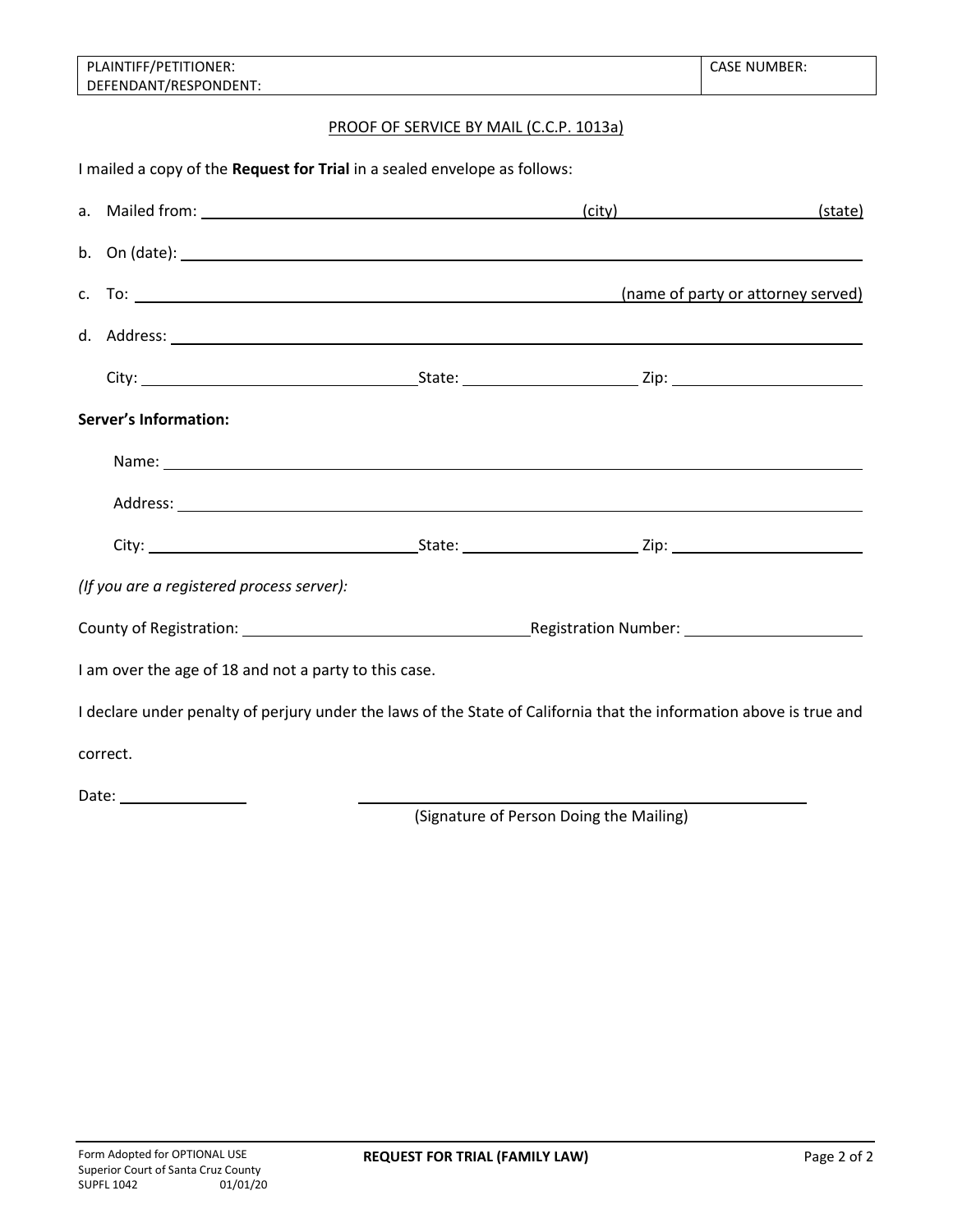| PLAINTIFF/PETITIONER: DEFENDANT/RESPONDENT: | CASE NUMBER: |
|---|---|

PROOF OF SERVICE BY MAIL (C.C.P. 1013a)

I mailed a copy of the **Request for Trial** in a sealed envelope as follows:

a. Mailed from: ______________________________ (city) ____________________ (state)

b. On (date): ______________________________

c. To: ______________________________ (name of party or attorney served)

d. Address: ______________________________

City: ____________________ State: ____________________ Zip: ____________________

**Server's Information:**

Name: ______________________________

Address: ______________________________

City: ____________________ State: ____________________ Zip: ____________________

*(If you are a registered process server):*

County of Registration: ____________________ Registration Number: ____________________

I am over the age of 18 and not a party to this case.

I declare under penalty of perjury under the laws of the State of California that the information above is true and correct.

Date: ______________

______________________________
(Signature of Person Doing the Mailing)

Form Adopted for OPTIONAL USE
Superior Court of Santa Cruz County
SUPFL 1042 01/01/20

**REQUEST FOR TRIAL (FAMILY LAW)**